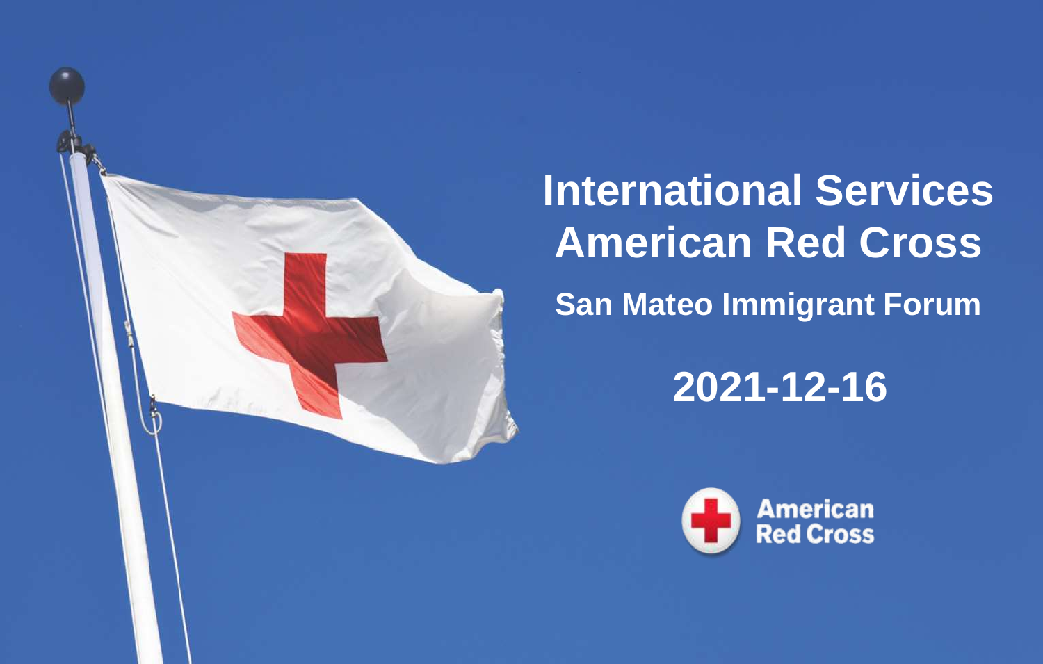# International Services American Red Cross

## San Mateo Immigrant Forum

## 2021-12-16

American Red Cross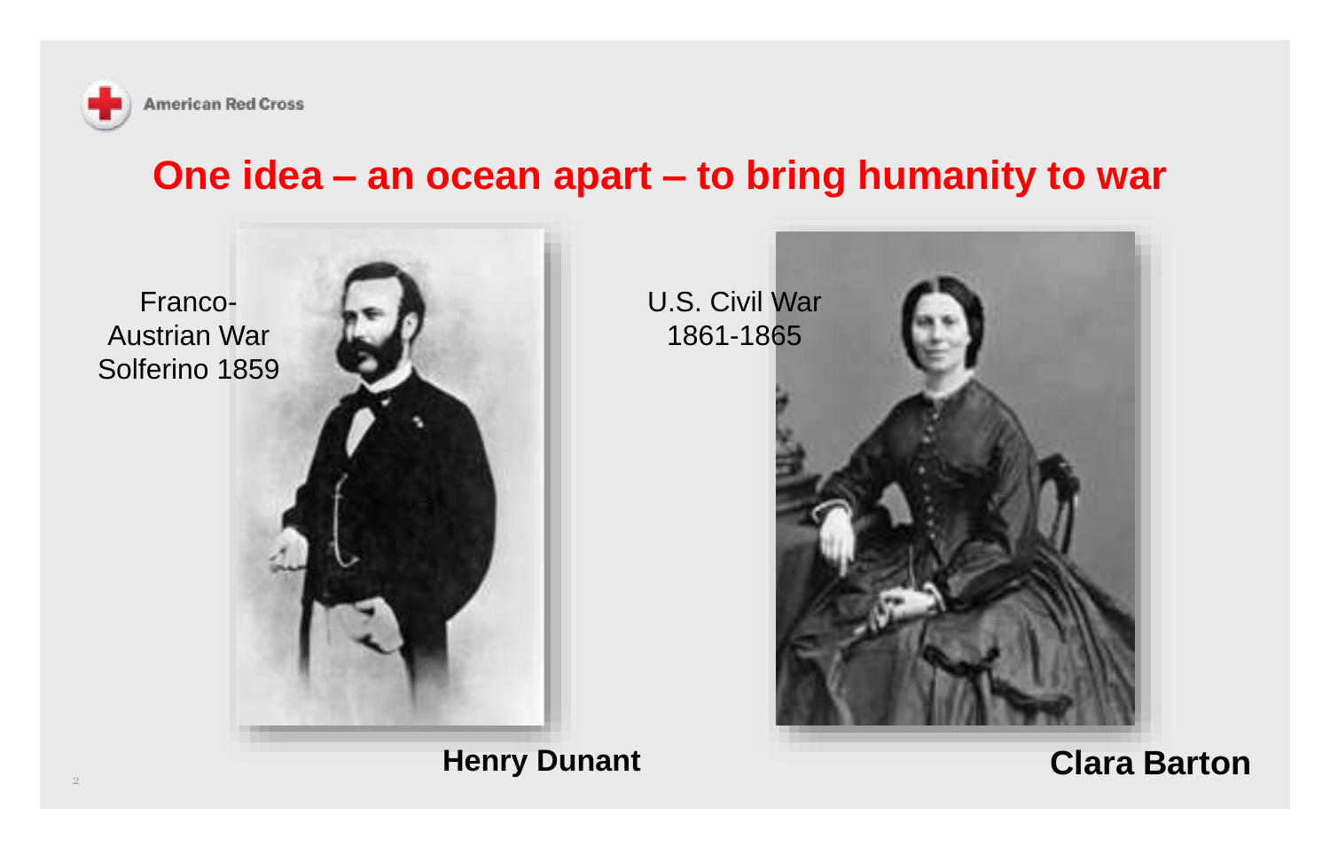# One idea – an ocean apart – to bring humanity to war

Franco-Austrian War
Solferino 1859

**Henry Dunant**

U.S. Civil War
1861-1865

**Clara Barton**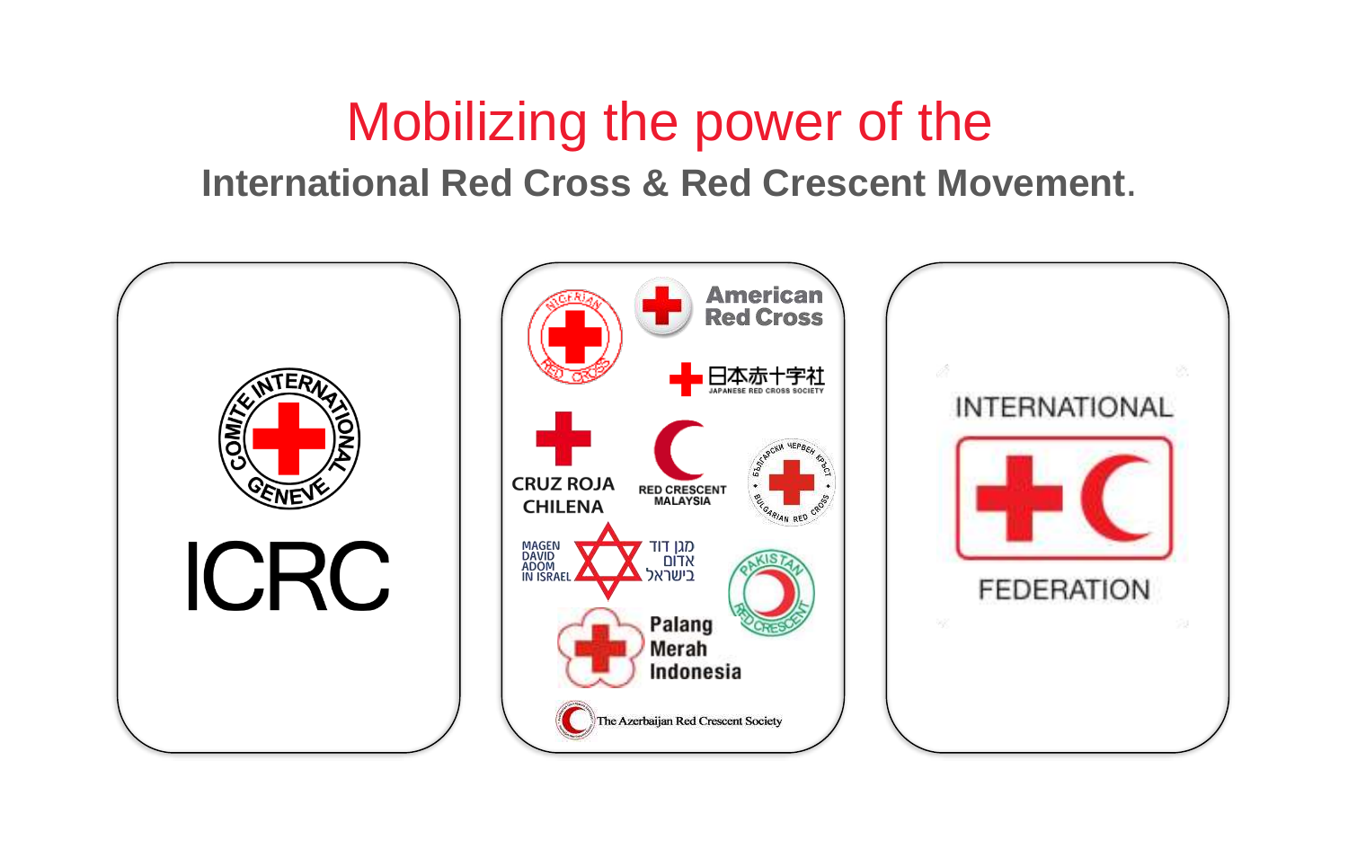# Mobilizing the power of the

## International Red Cross & Red Crescent Movement.

ICRC

American Red Cross

日本赤十字社
JAPANESE RED CROSS SOCIETY

CRUZ ROJA CHILENA

RED CRESCENT MALAYSIA

MAGEN DAVID ADOM IN ISRAEL

מגן דוד אדום בישראל

Palang Merah Indonesia

The Azerbaijan Red Crescent Society

INTERNATIONAL

FEDERATION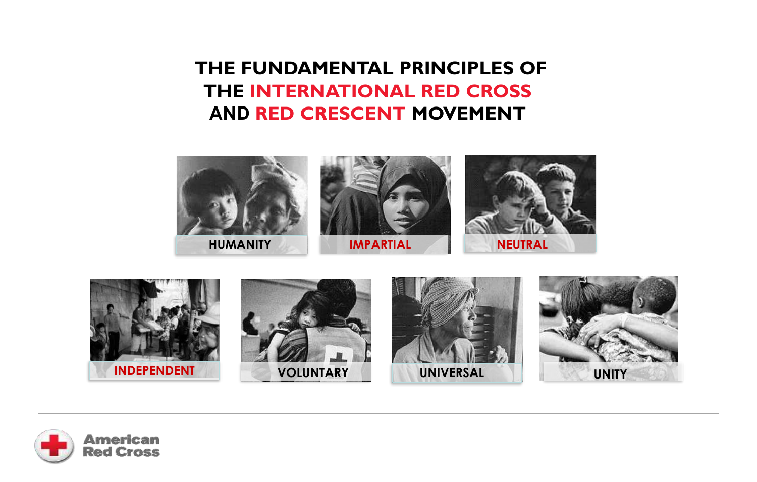# THE FUNDAMENTAL PRINCIPLES OF THE INTERNATIONAL RED CROSS AND RED CRESCENT MOVEMENT

HUMANITY

IMPARTIAL

NEUTRAL

INDEPENDENT

VOLUNTARY

UNIVERSAL

UNITY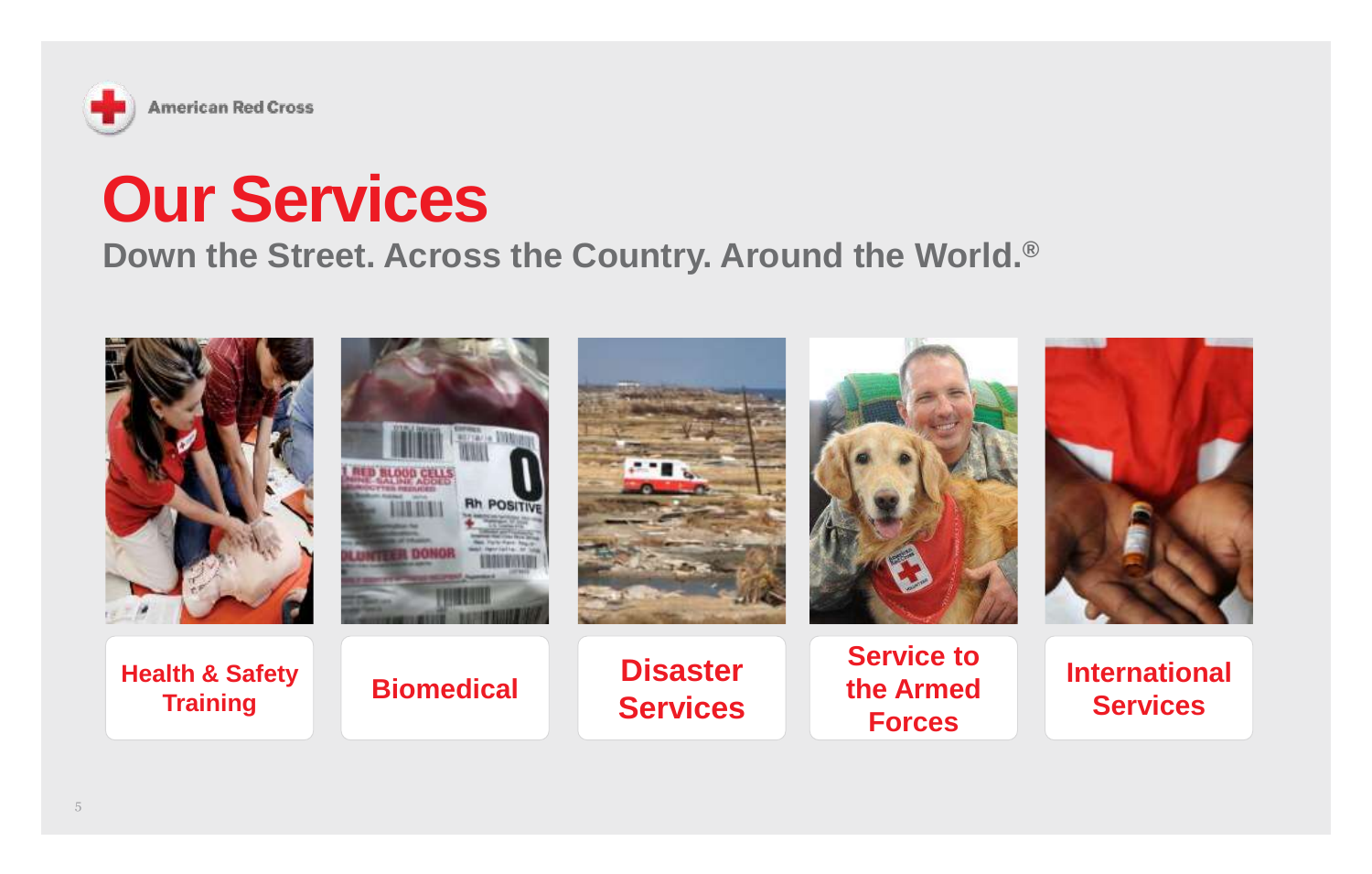American Red Cross

# Our Services

## Down the Street. Across the Country. Around the World.®

- Health & Safety Training
- Biomedical
- Disaster Services
- Service to the Armed Forces
- International Services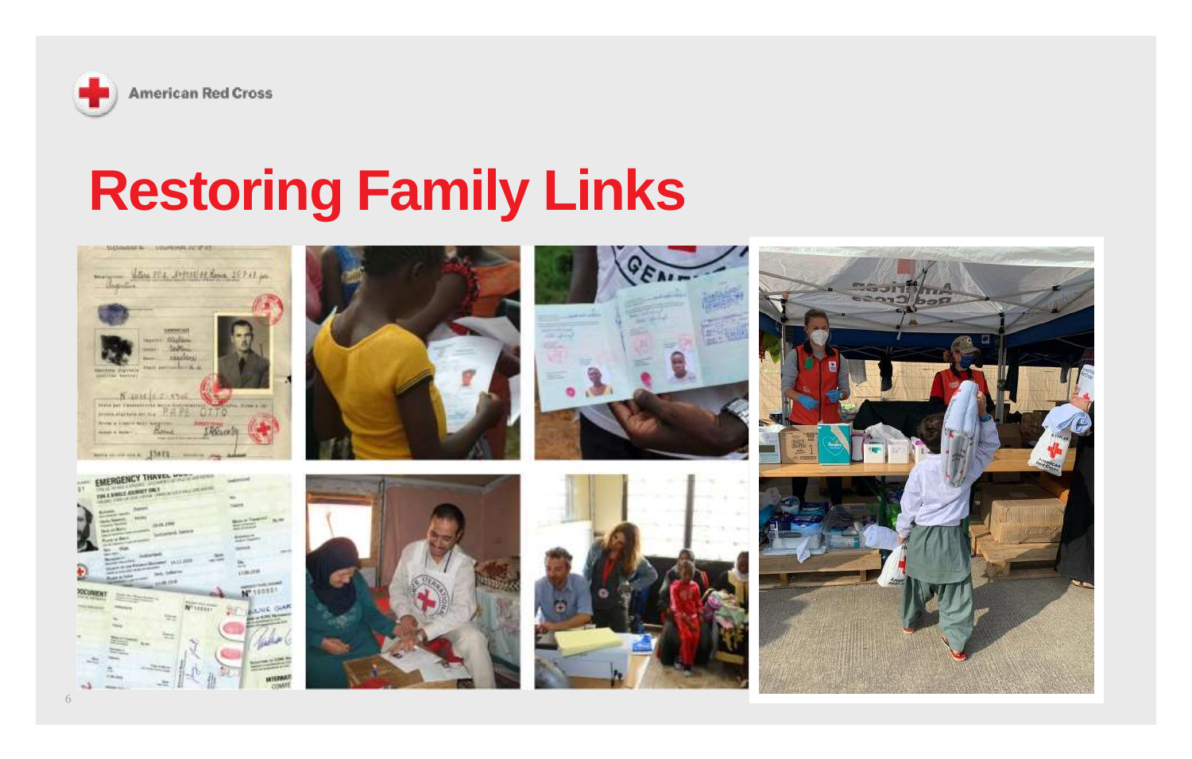# Restoring Family Links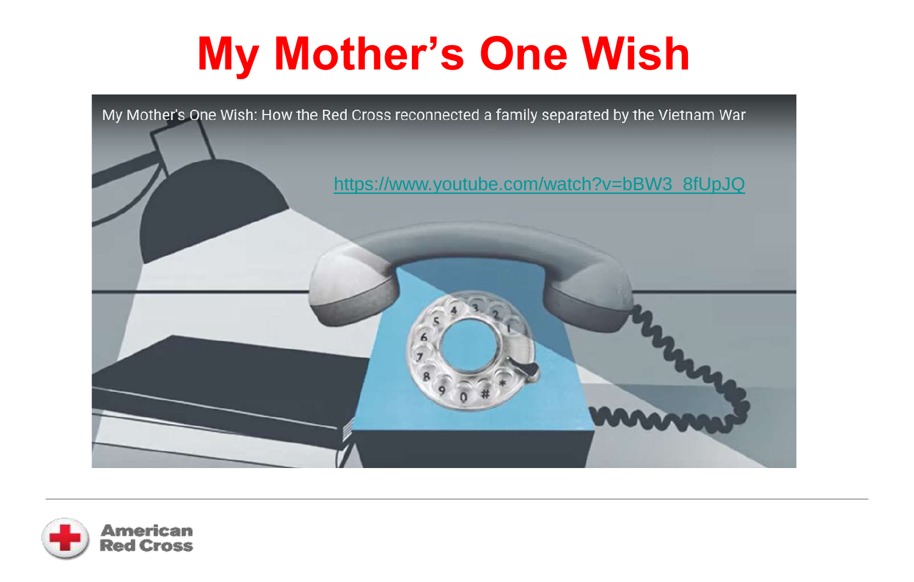# My Mother's One Wish

My Mother's One Wish: How the Red Cross reconnected a family separated by the Vietnam War

https://www.youtube.com/watch?v=bBW3_8fUpJQ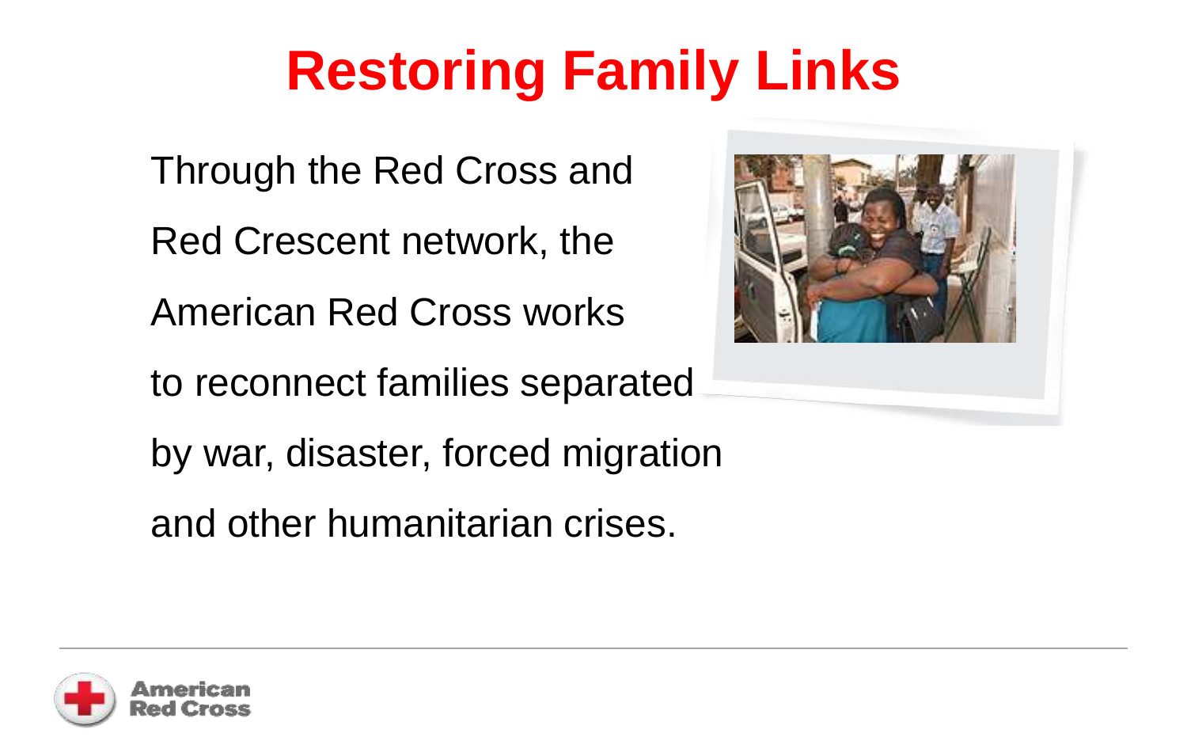# Restoring Family Links

Through the Red Cross and Red Crescent network, the American Red Cross works to reconnect families separated by war, disaster, forced migration and other humanitarian crises.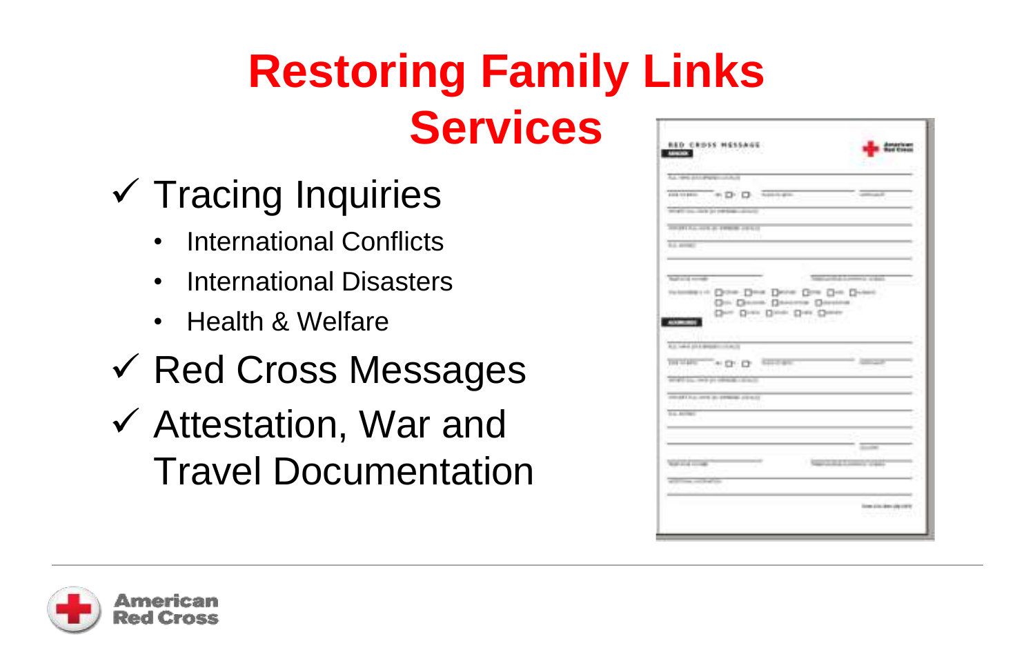# Restoring Family Links Services

- ✓ Tracing Inquiries
  - International Conflicts
  - International Disasters
  - Health & Welfare
- ✓ Red Cross Messages
- ✓ Attestation, War and Travel Documentation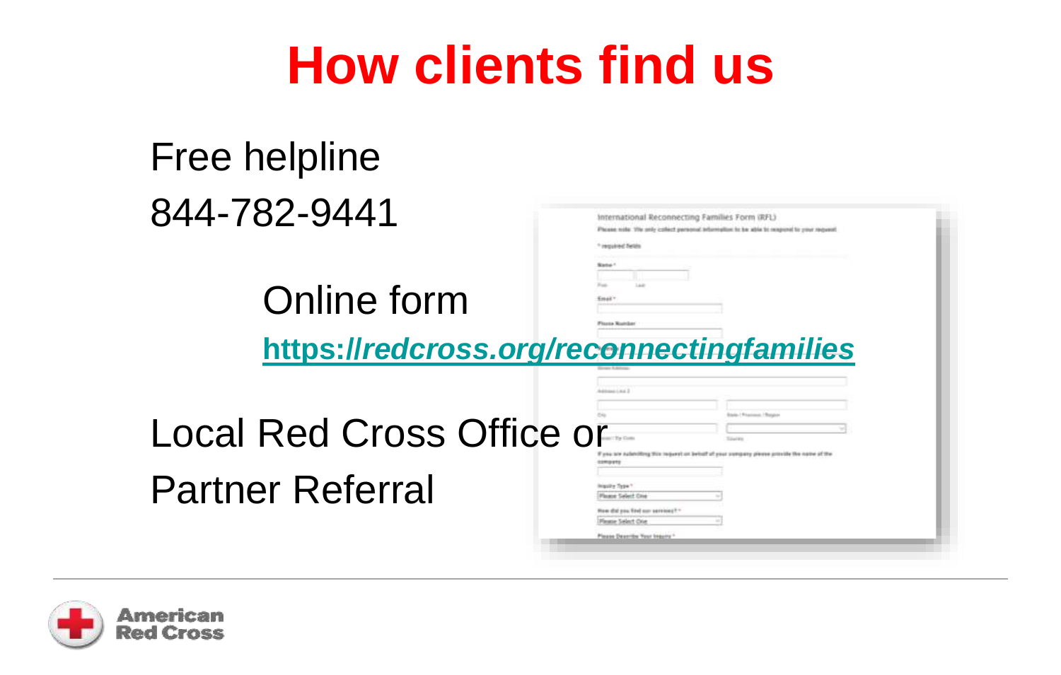# How clients find us

Free helpline

844-782-9441

Online form

[https://redcross.org/reconnectingfamilies](https://redcross.org/reconnectingfamilies)

Local Red Cross Office or

Partner Referral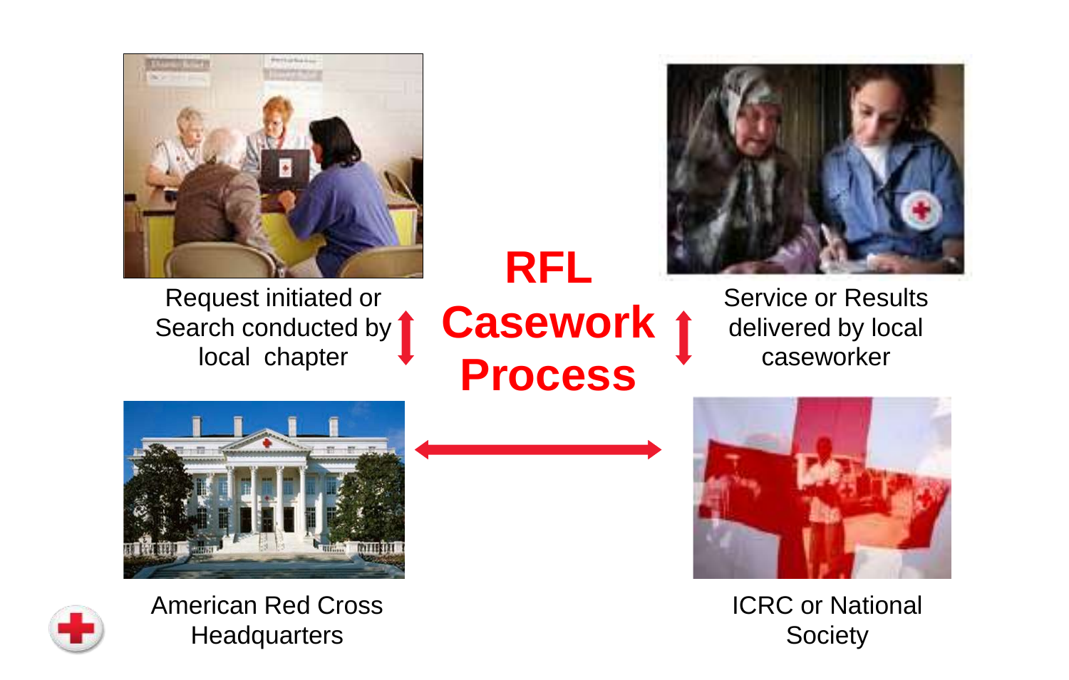# RFL Casework Process

Request initiated or Search conducted by local chapter

Service or Results delivered by local caseworker

American Red Cross Headquarters

ICRC or National Society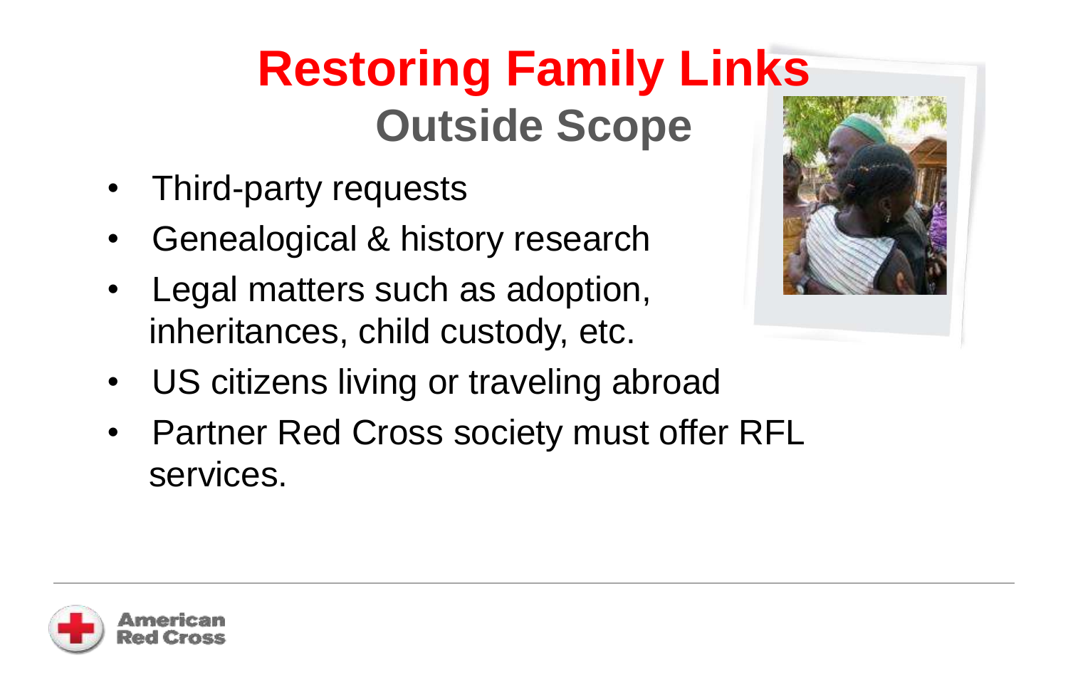# Restoring Family Links

## Outside Scope

- Third-party requests
- Genealogical & history research
- Legal matters such as adoption, inheritances, child custody, etc.
- US citizens living or traveling abroad
- Partner Red Cross society must offer RFL services.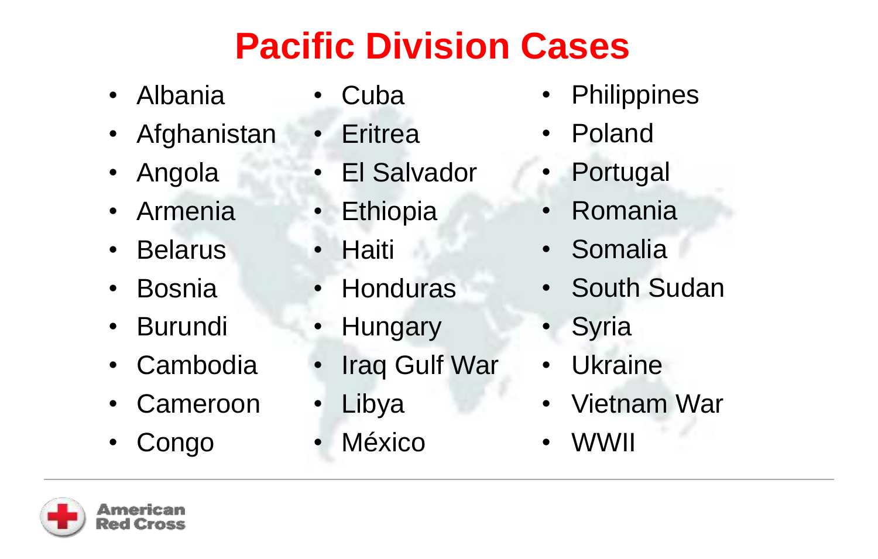# Pacific Division Cases

- Albania
- Afghanistan
- Angola
- Armenia
- Belarus
- Bosnia
- Burundi
- Cambodia
- Cameroon
- Congo
- Cuba
- Eritrea
- El Salvador
- Ethiopia
- Haiti
- Honduras
- Hungary
- Iraq Gulf War
- Libya
- México
- Philippines
- Poland
- Portugal
- Romania
- Somalia
- South Sudan
- Syria
- Ukraine
- Vietnam War
- WWII

American Red Cross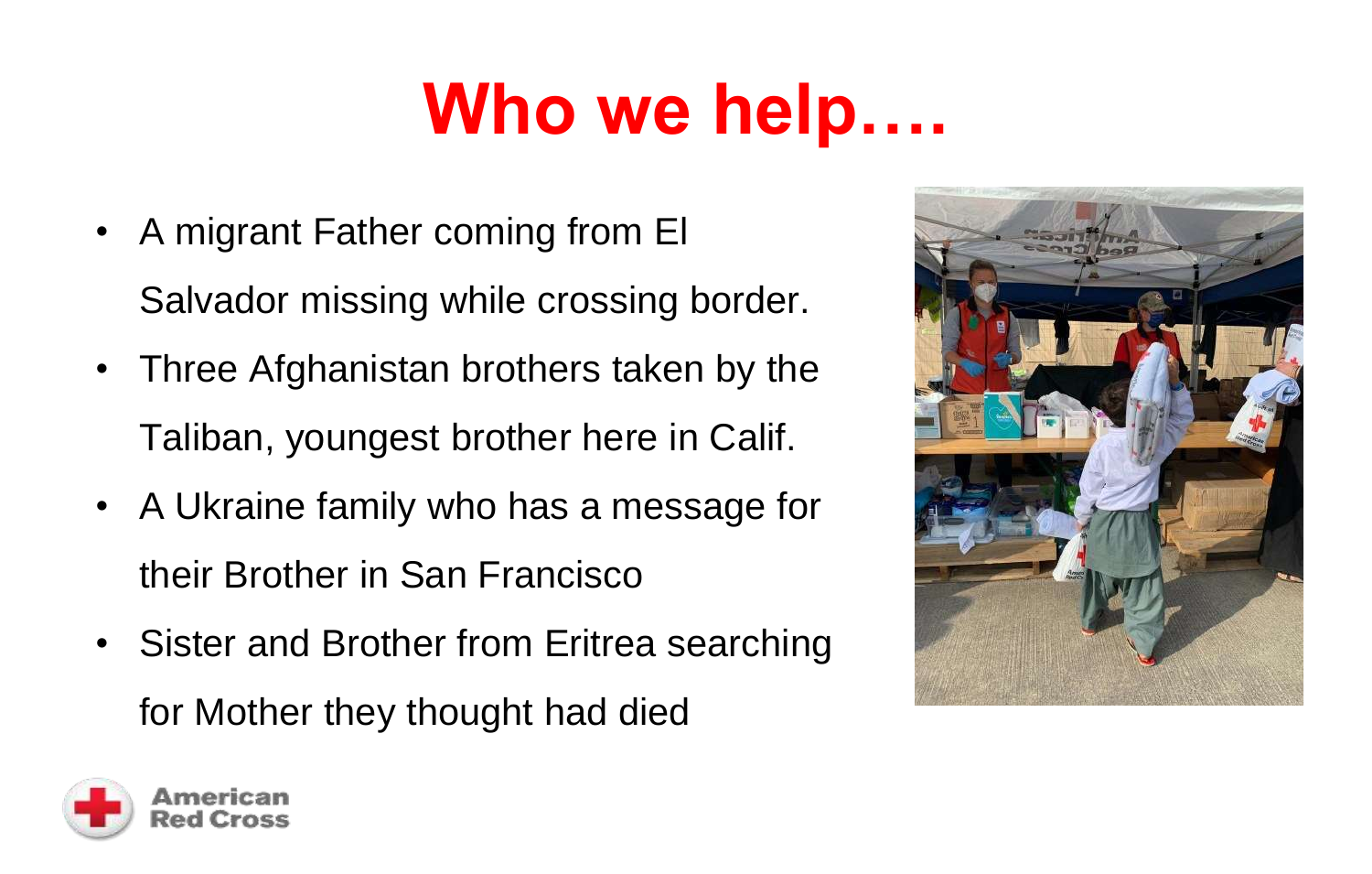# Who we help….

- A migrant Father coming from El Salvador missing while crossing border.
- Three Afghanistan brothers taken by the Taliban, youngest brother here in Calif.
- A Ukraine family who has a message for their Brother in San Francisco
- Sister and Brother from Eritrea searching for Mother they thought had died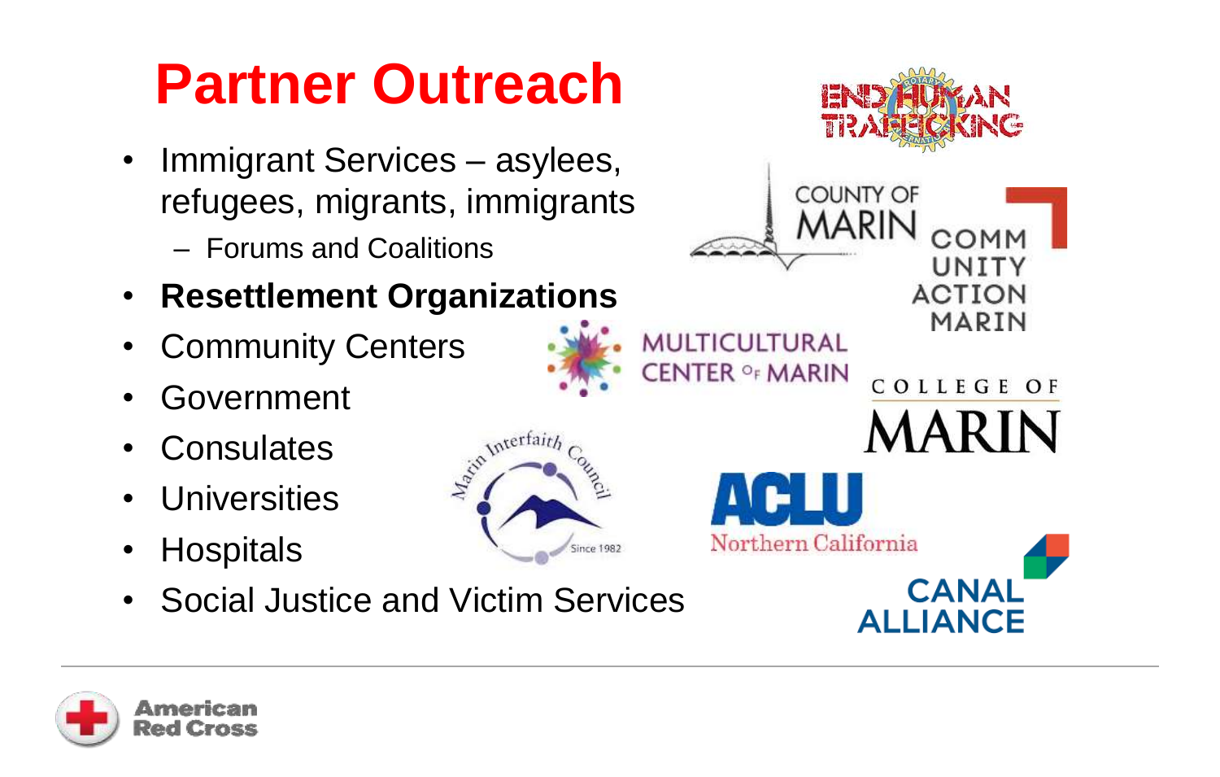# Partner Outreach

- Immigrant Services – asylees, refugees, migrants, immigrants
  - Forums and Coalitions
- **Resettlement Organizations**
- Community Centers
- Government
- Consulates
- Universities
- Hospitals
- Social Justice and Victim Services

END HUMAN TRAFFICKING

COUNTY OF MARIN

COMMUNITY ACTION MARIN

MULTICULTURAL CENTER OF MARIN

COLLEGE OF MARIN

Marin Interfaith Council Since 1982

ACLU Northern California

CANAL ALLIANCE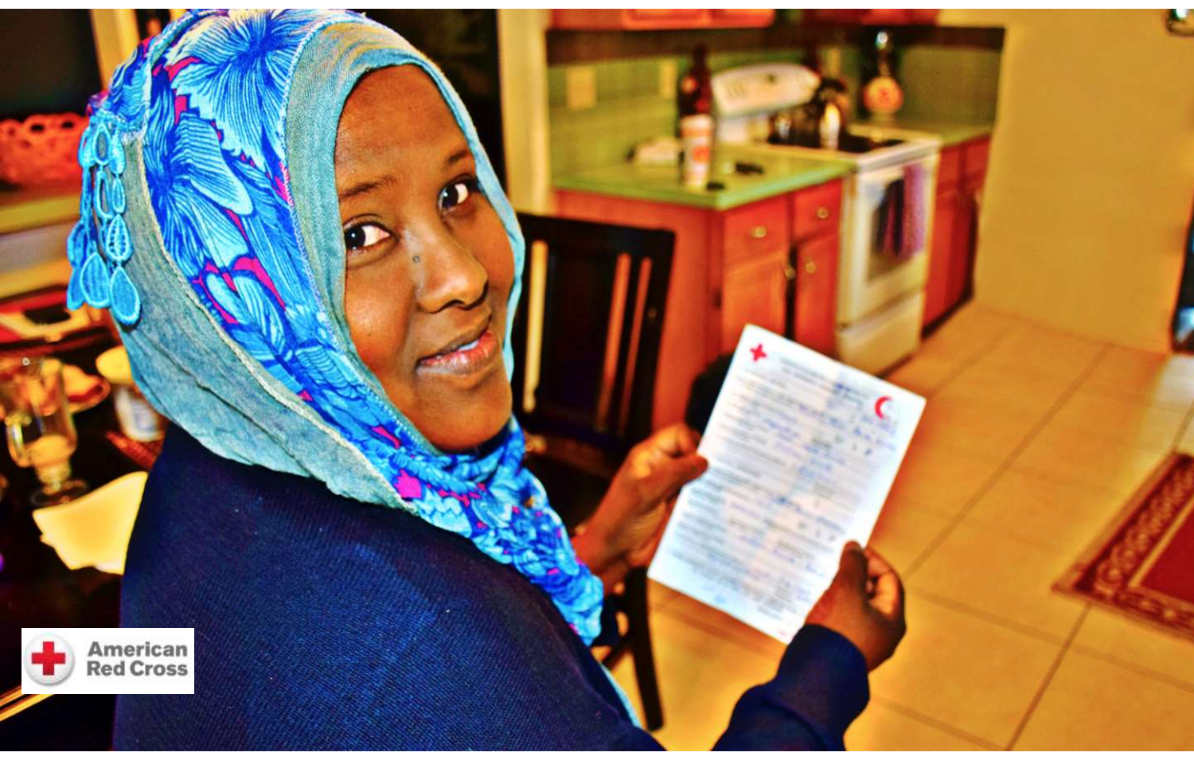American Red Cross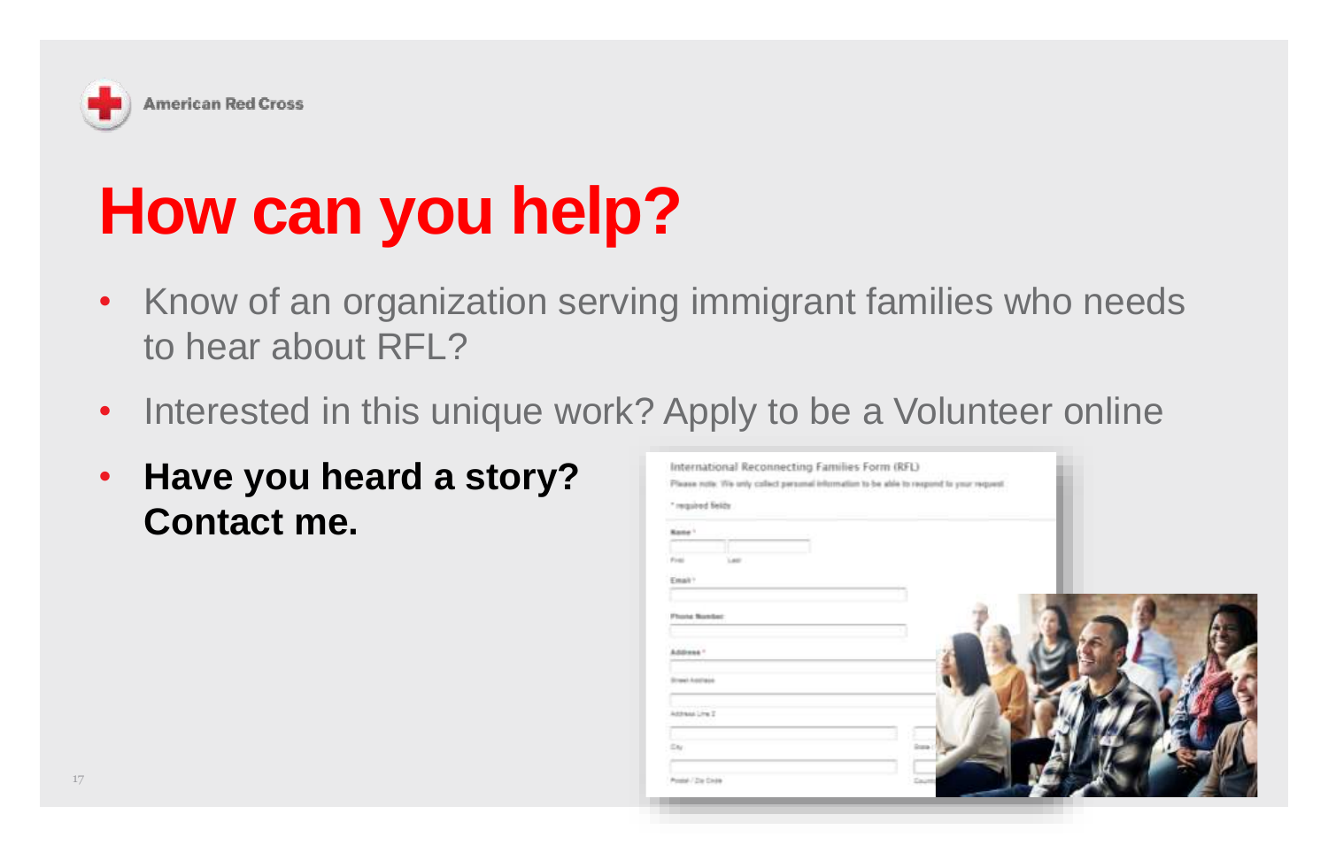American Red Cross

# How can you help?

- Know of an organization serving immigrant families who needs to hear about RFL?
- Interested in this unique work? Apply to be a Volunteer online
- **Have you heard a story? Contact me.**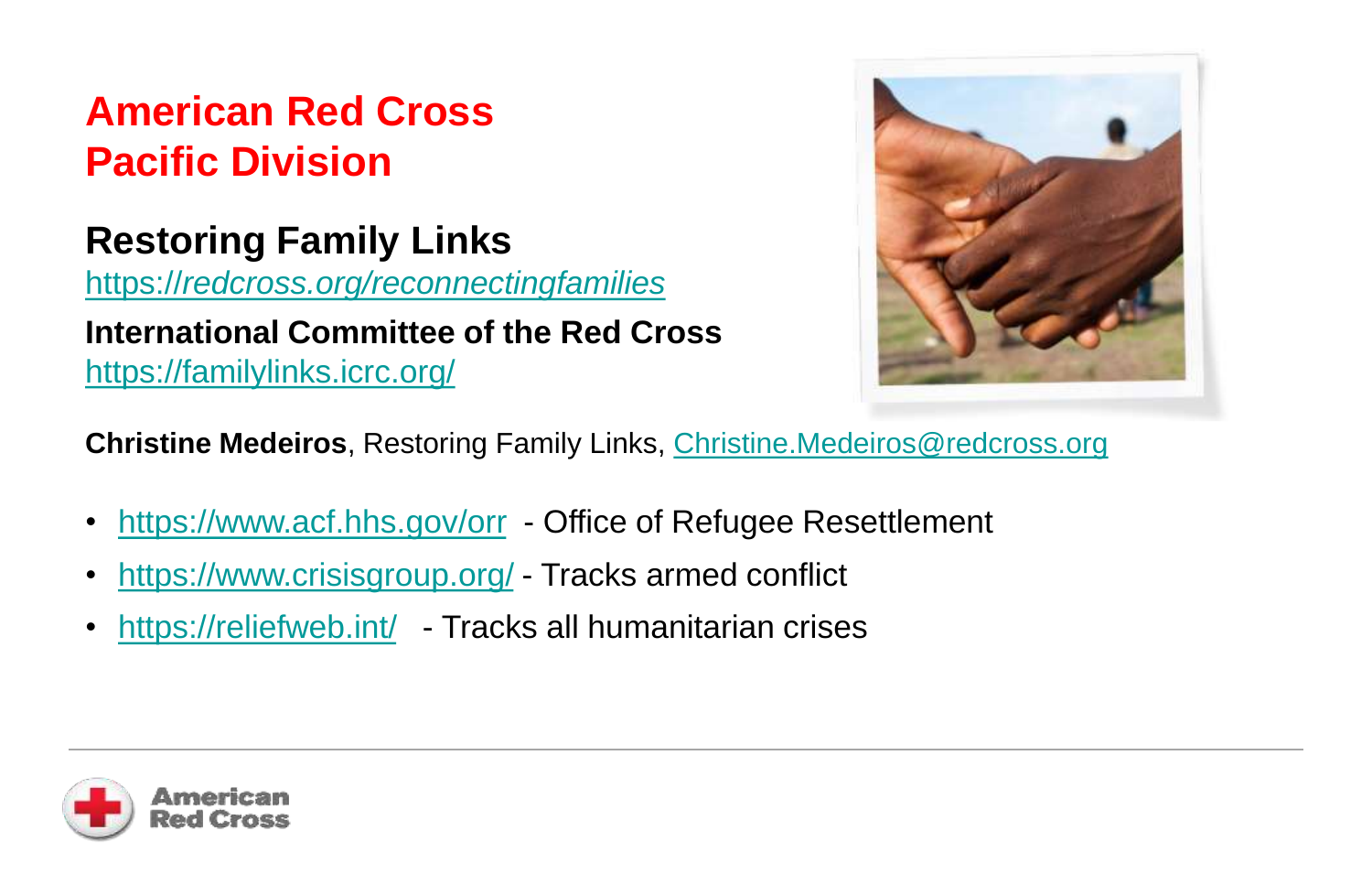# American Red Cross
# Pacific Division

## Restoring Family Links

*https://redcross.org/reconnectingfamilies*

**International Committee of the Red Cross**

https://familylinks.icrc.org/

**Christine Medeiros**, Restoring Family Links, Christine.Medeiros@redcross.org

- https://www.acf.hhs.gov/orr - Office of Refugee Resettlement
- https://www.crisisgroup.org/ - Tracks armed conflict
- https://reliefweb.int/ - Tracks all humanitarian crises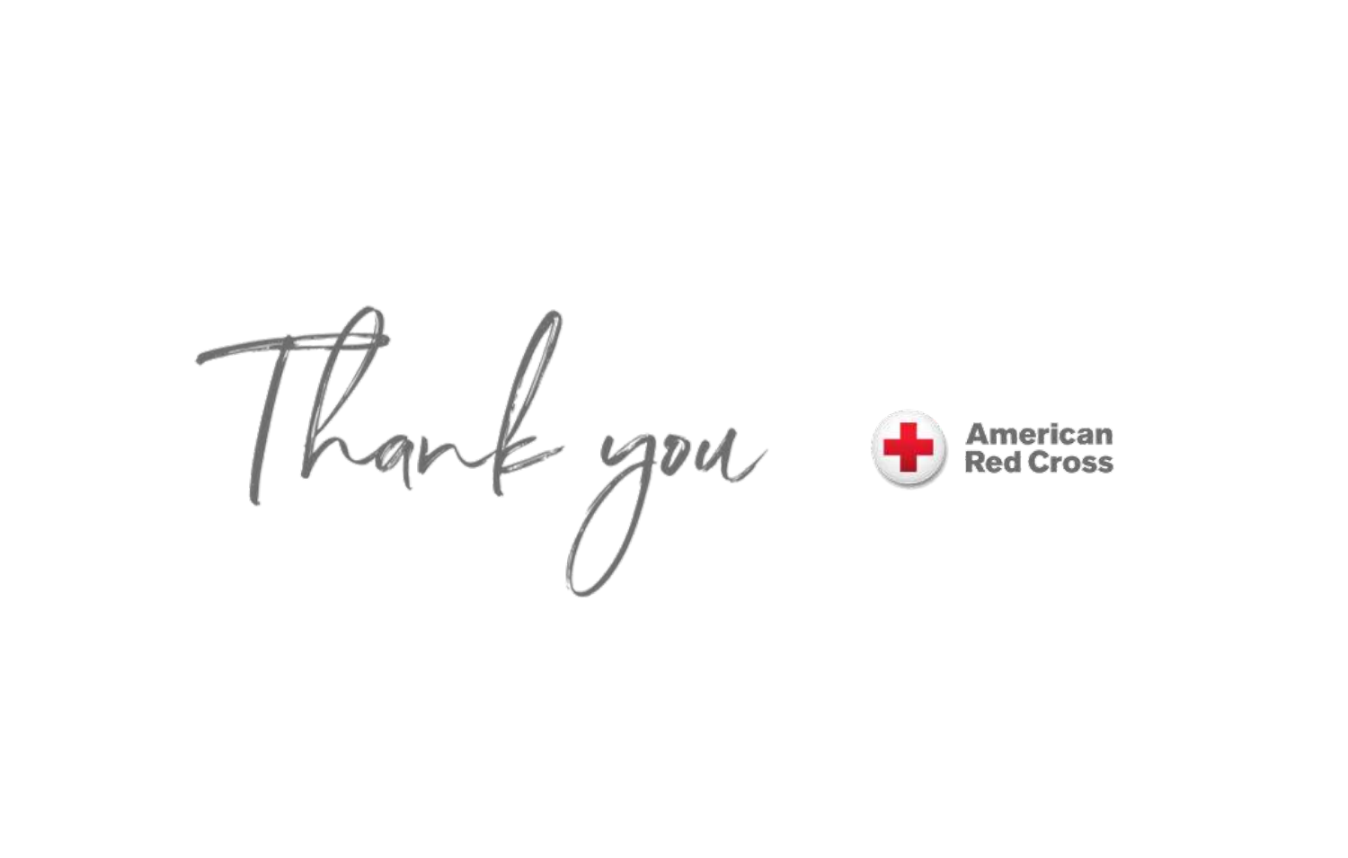Thank you

American Red Cross